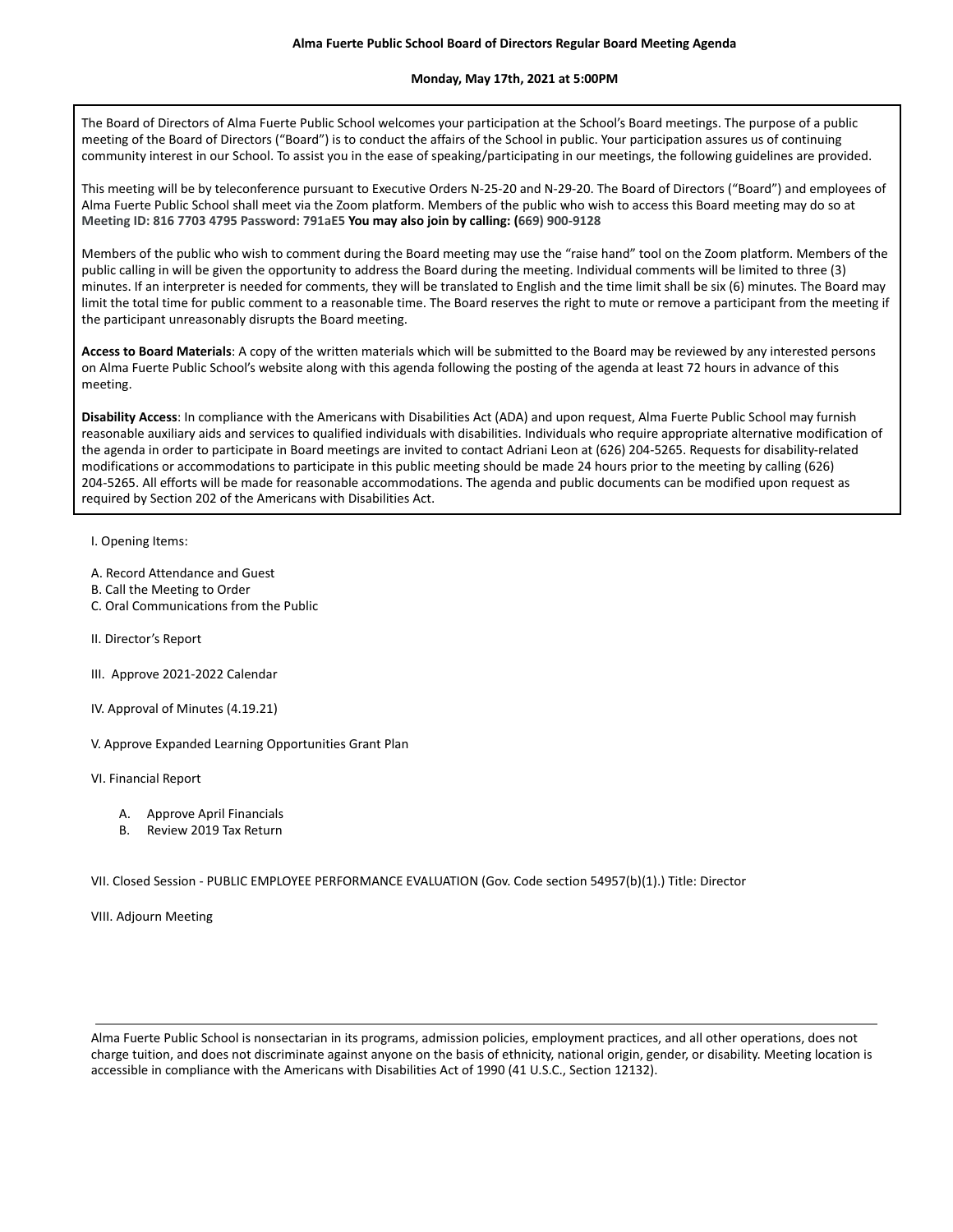**Alma Fuerte Public School Board of Directors Regular Board Meeting Agenda**

**Monday, May 17th, 2021 at 5:00PM**

The Board of Directors of Alma Fuerte Public School welcomes your participation at the School's Board meetings. The purpose of a public meeting of the Board of Directors ("Board") is to conduct the affairs of the School in public. Your participation assures us of continuing community interest in our School. To assist you in the ease of speaking/participating in our meetings, the following guidelines are provided.

This meeting will be by teleconference pursuant to Executive Orders N-25-20 and N-29-20. The Board of Directors ("Board") and employees of Alma Fuerte Public School shall meet via the Zoom platform. Members of the public who wish to access this Board meeting may do so at **Meeting ID: 816 7703 4795 Password: 791aE5 You may also join by calling: (669) 900-9128**

Members of the public who wish to comment during the Board meeting may use the "raise hand" tool on the Zoom platform. Members of the public calling in will be given the opportunity to address the Board during the meeting. Individual comments will be limited to three (3) minutes. If an interpreter is needed for comments, they will be translated to English and the time limit shall be six (6) minutes. The Board may limit the total time for public comment to a reasonable time. The Board reserves the right to mute or remove a participant from the meeting if the participant unreasonably disrupts the Board meeting.

**Access to Board Materials**: A copy of the written materials which will be submitted to the Board may be reviewed by any interested persons on Alma Fuerte Public School's website along with this agenda following the posting of the agenda at least 72 hours in advance of this meeting.

**Disability Access**: In compliance with the Americans with Disabilities Act (ADA) and upon request, Alma Fuerte Public School may furnish reasonable auxiliary aids and services to qualified individuals with disabilities. Individuals who require appropriate alternative modification of the agenda in order to participate in Board meetings are invited to contact Adriani Leon at (626) 204-5265. Requests for disability-related modifications or accommodations to participate in this public meeting should be made 24 hours prior to the meeting by calling (626) 204-5265. All efforts will be made for reasonable accommodations. The agenda and public documents can be modified upon request as required by Section 202 of the Americans with Disabilities Act.

I. Opening Items:

A. Record Attendance and Guest
B. Call the Meeting to Order
C. Oral Communications from the Public

II. Director's Report

III. Approve 2021-2022 Calendar

IV. Approval of Minutes (4.19.21)

V. Approve Expanded Learning Opportunities Grant Plan

VI. Financial Report

A. Approve April Financials
B. Review 2019 Tax Return

VII. Closed Session - PUBLIC EMPLOYEE PERFORMANCE EVALUATION (Gov. Code section 54957(b)(1).) Title: Director

VIII. Adjourn Meeting

---

Alma Fuerte Public School is nonsectarian in its programs, admission policies, employment practices, and all other operations, does not charge tuition, and does not discriminate against anyone on the basis of ethnicity, national origin, gender, or disability. Meeting location is accessible in compliance with the Americans with Disabilities Act of 1990 (41 U.S.C., Section 12132).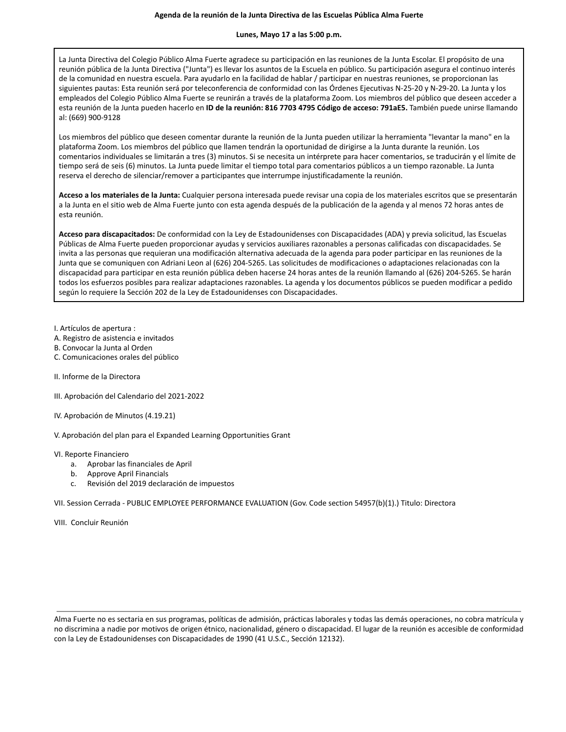**Agenda de la reunión de la Junta Directiva de las Escuelas Pública Alma Fuerte**

**Lunes, Mayo 17 a las 5:00 p.m.**

La Junta Directiva del Colegio Público Alma Fuerte agradece su participación en las reuniones de la Junta Escolar. El propósito de una reunión pública de la Junta Directiva ("Junta") es llevar los asuntos de la Escuela en público. Su participación asegura el continuo interés de la comunidad en nuestra escuela. Para ayudarlo en la facilidad de hablar / participar en nuestras reuniones, se proporcionan las siguientes pautas: Esta reunión será por teleconferencia de conformidad con las Órdenes Ejecutivas N-25-20 y N-29-20. La Junta y los empleados del Colegio Público Alma Fuerte se reunirán a través de la plataforma Zoom. Los miembros del público que deseen acceder a esta reunión de la Junta pueden hacerlo en **ID de la reunión: 816 7703 4795 Código de acceso: 791aE5.** También puede unirse llamando al: (669) 900-9128

Los miembros del público que deseen comentar durante la reunión de la Junta pueden utilizar la herramienta "levantar la mano" en la plataforma Zoom. Los miembros del público que llamen tendrán la oportunidad de dirigirse a la Junta durante la reunión. Los comentarios individuales se limitarán a tres (3) minutos. Si se necesita un intérprete para hacer comentarios, se traducirán y el límite de tiempo será de seis (6) minutos. La Junta puede limitar el tiempo total para comentarios públicos a un tiempo razonable. La Junta reserva el derecho de silenciar/remover a participantes que interrumpe injustificadamente la reunión.

**Acceso a los materiales de la Junta:** Cualquier persona interesada puede revisar una copia de los materiales escritos que se presentarán a la Junta en el sitio web de Alma Fuerte junto con esta agenda después de la publicación de la agenda y al menos 72 horas antes de esta reunión.

**Acceso para discapacitados:** De conformidad con la Ley de Estadounidenses con Discapacidades (ADA) y previa solicitud, las Escuelas Públicas de Alma Fuerte pueden proporcionar ayudas y servicios auxiliares razonables a personas calificadas con discapacidades. Se invita a las personas que requieran una modificación alternativa adecuada de la agenda para poder participar en las reuniones de la Junta que se comuniquen con Adriani Leon al (626) 204-5265. Las solicitudes de modificaciones o adaptaciones relacionadas con la discapacidad para participar en esta reunión pública deben hacerse 24 horas antes de la reunión llamando al (626) 204-5265. Se harán todos los esfuerzos posibles para realizar adaptaciones razonables. La agenda y los documentos públicos se pueden modificar a pedido según lo requiere la Sección 202 de la Ley de Estadounidenses con Discapacidades.

I. Artículos de apertura :
A. Registro de asistencia e invitados
B. Convocar la Junta al Orden
C. Comunicaciones orales del público

II. Informe de la Directora

III. Aprobación del Calendario del 2021-2022

IV. Aprobación de Minutos (4.19.21)

V. Aprobación del plan para el Expanded Learning Opportunities Grant

VI. Reporte Financiero
   a. Aprobar las financiales de April
   b. Approve April Financials
   c. Revisión del 2019 declaración de impuestos

VII. Session Cerrada - PUBLIC EMPLOYEE PERFORMANCE EVALUATION (Gov. Code section 54957(b)(1).) Titulo: Directora

VIII. Concluir Reunión

---

Alma Fuerte no es sectaria en sus programas, políticas de admisión, prácticas laborales y todas las demás operaciones, no cobra matrícula y no discrimina a nadie por motivos de origen étnico, nacionalidad, género o discapacidad. El lugar de la reunión es accesible de conformidad con la Ley de Estadounidenses con Discapacidades de 1990 (41 U.S.C., Sección 12132).